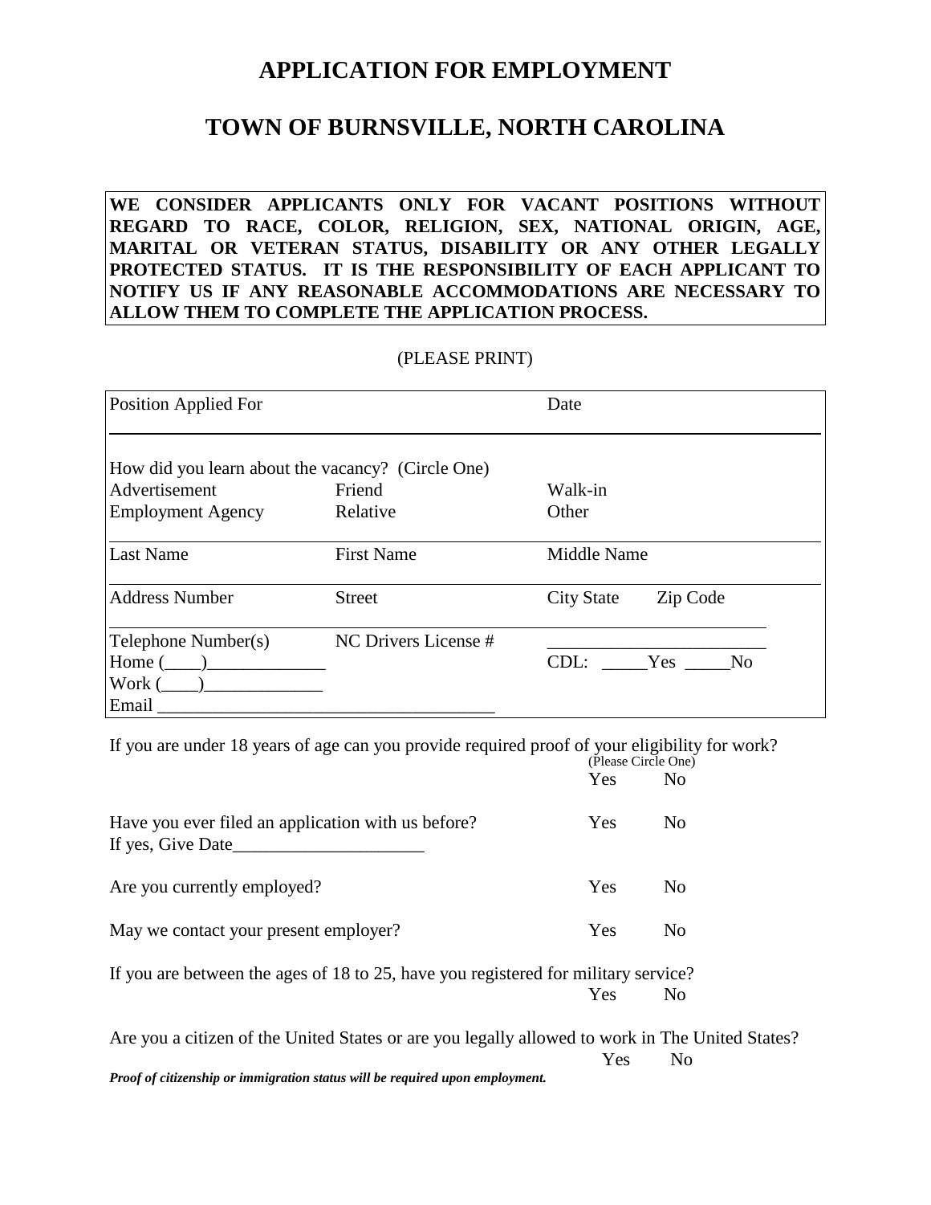# APPLICATION FOR EMPLOYMENT

# TOWN OF BURNSVILLE, NORTH CAROLINA

**WE CONSIDER APPLICANTS ONLY FOR VACANT POSITIONS WITHOUT REGARD TO RACE, COLOR, RELIGION, SEX, NATIONAL ORIGIN, AGE, MARITAL OR VETERAN STATUS, DISABILITY OR ANY OTHER LEGALLY PROTECTED STATUS. IT IS THE RESPONSIBILITY OF EACH APPLICANT TO NOTIFY US IF ANY REASONABLE ACCOMMODATIONS ARE NECESSARY TO ALLOW THEM TO COMPLETE THE APPLICATION PROCESS.**

(PLEASE PRINT)

| Position Applied For | | Date |
|---|---|---|
| How did you learn about the vacancy? (Circle One) | | |
| Advertisement | Friend | Walk-in |
| Employment Agency | Relative | Other |
| Last Name | First Name | Middle Name |
| Address Number | Street | City State Zip Code |
| Telephone Number(s) | NC Drivers License # | ________________________ |
| Home (____)_____________ | | CDL: _____Yes _____No |
| Work (____)_____________ | | |
| Email ______________________________________ | | |

If you are under 18 years of age can you provide required proof of your eligibility for work? (Please Circle One) Yes No

Have you ever filed an application with us before? Yes No
If yes, Give Date_____________________

Are you currently employed? Yes No

May we contact your present employer? Yes No

If you are between the ages of 18 to 25, have you registered for military service? Yes No

Are you a citizen of the United States or are you legally allowed to work in The United States? Yes No

***Proof of citizenship or immigration status will be required upon employment.***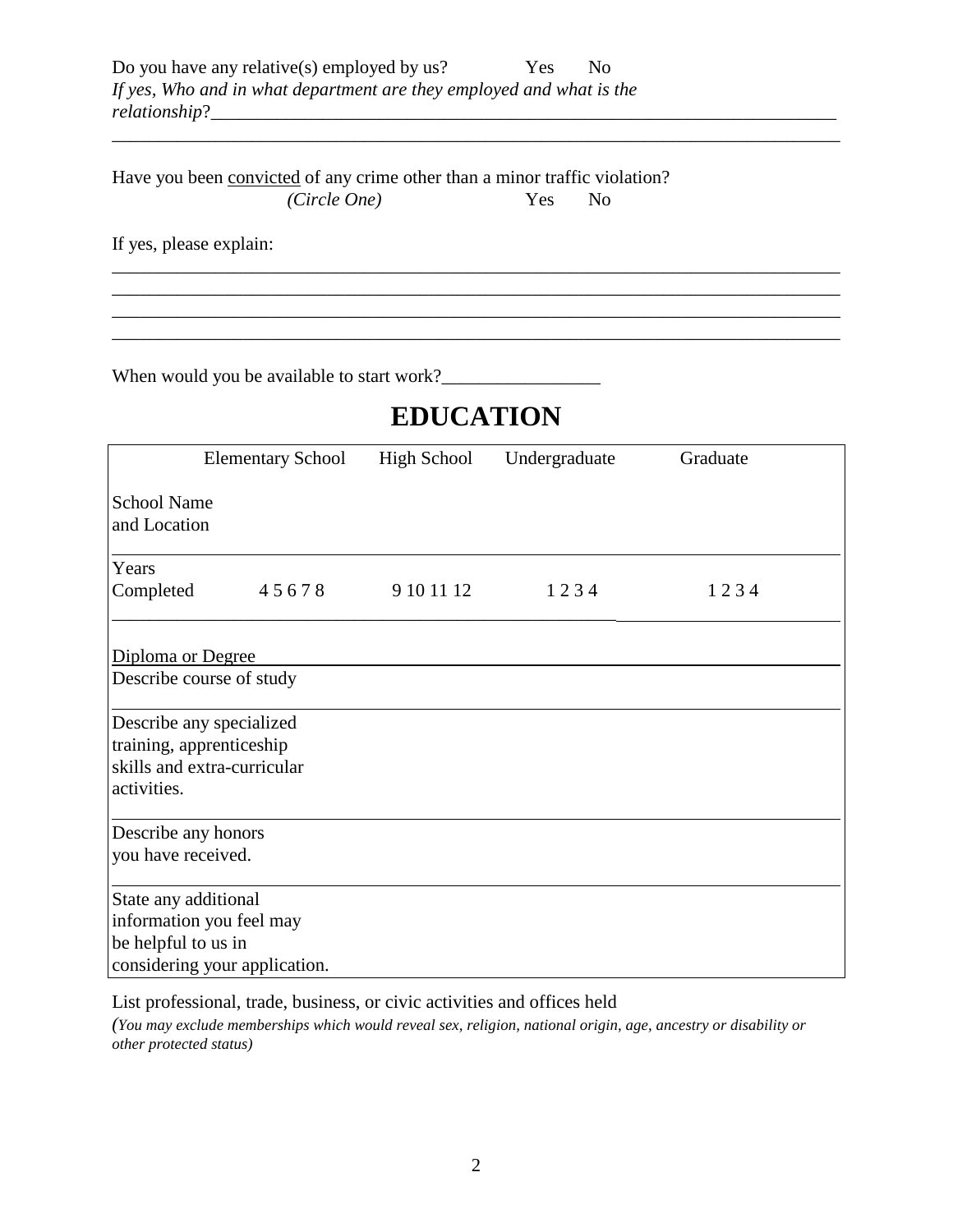Do you have any relative(s) employed by us? Yes No
*If yes, Who and in what department are they employed and what is the relationship*?______________________________________________________________________
_____________________________________________________________________________

Have you been <u>convicted</u> of any crime other than a minor traffic violation?
*(Circle One)* Yes No

If yes, please explain:
_____________________________________________________________________________
_____________________________________________________________________________
_____________________________________________________________________________
_____________________________________________________________________________

When would you be available to start work?_________________

# EDUCATION

| | Elementary School | High School | Undergraduate | Graduate |
|---|---|---|---|---|
| School Name and Location | | | | |
| Years Completed | 4 5 6 7 8 | 9 10 11 12 | 1 2 3 4 | 1 2 3 4 |
| <u>Diploma or Degree</u> | | | | |
| Describe course of study | | | | |
| Describe any specialized training, apprenticeship skills and extra-curricular activities. | | | | |
| Describe any honors you have received. | | | | |
| State any additional information you feel may be helpful to us in considering your application. | | | | |

List professional, trade, business, or civic activities and offices held
*(You may exclude memberships which would reveal sex, religion, national origin, age, ancestry or disability or other protected status)*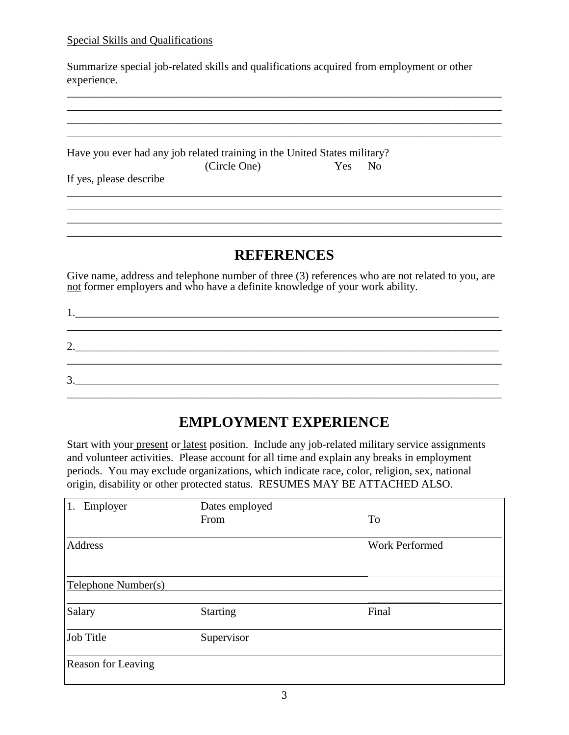Special Skills and Qualifications

Summarize special job-related skills and qualifications acquired from employment or other experience.

______________________________________________________________________________
______________________________________________________________________________
______________________________________________________________________________
______________________________________________________________________________

Have you ever had any job related training in the United States military?
(Circle One) Yes No

If yes, please describe

______________________________________________________________________________
______________________________________________________________________________
______________________________________________________________________________
______________________________________________________________________________

## REFERENCES

Give name, address and telephone number of three (3) references who are not related to you, are not former employers and who have a definite knowledge of your work ability.

1.____________________________________________________________________________
______________________________________________________________________________

2.____________________________________________________________________________
______________________________________________________________________________

3.____________________________________________________________________________
______________________________________________________________________________

## EMPLOYMENT EXPERIENCE

Start with your present or latest position. Include any job-related military service assignments and volunteer activities. Please account for all time and explain any breaks in employment periods. You may exclude organizations, which indicate race, color, religion, sex, national origin, disability or other protected status. RESUMES MAY BE ATTACHED ALSO.

| 1. Employer | Dates employed<br>From | To |
|---|---|---|
| Address | | Work Performed |
| Telephone Number(s) | | |
| Salary | Starting | Final |
| Job Title | Supervisor | |
| Reason for Leaving | | |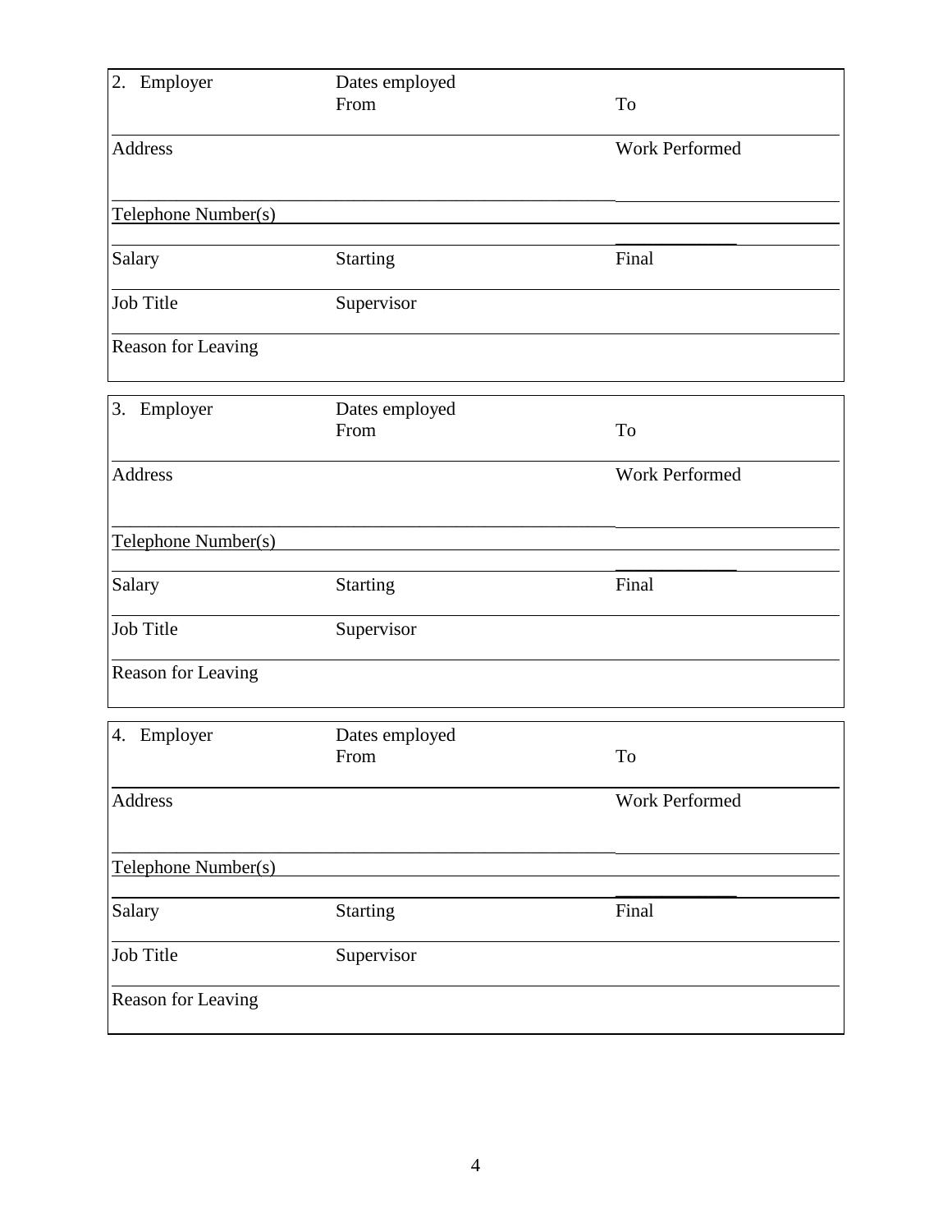| 2. Employer | Dates employed<br>From | To |
|---|---|---|
| Address | | Work Performed |
| Telephone Number(s) | | |
| Salary | Starting | Final |
| Job Title | Supervisor | |
| Reason for Leaving | | |

| 3. Employer | Dates employed<br>From | To |
|---|---|---|
| Address | | Work Performed |
| Telephone Number(s) | | |
| Salary | Starting | Final |
| Job Title | Supervisor | |
| Reason for Leaving | | |

| 4. Employer | Dates employed<br>From | To |
|---|---|---|
| Address | | Work Performed |
| Telephone Number(s) | | |
| Salary | Starting | Final |
| Job Title | Supervisor | |
| Reason for Leaving | | |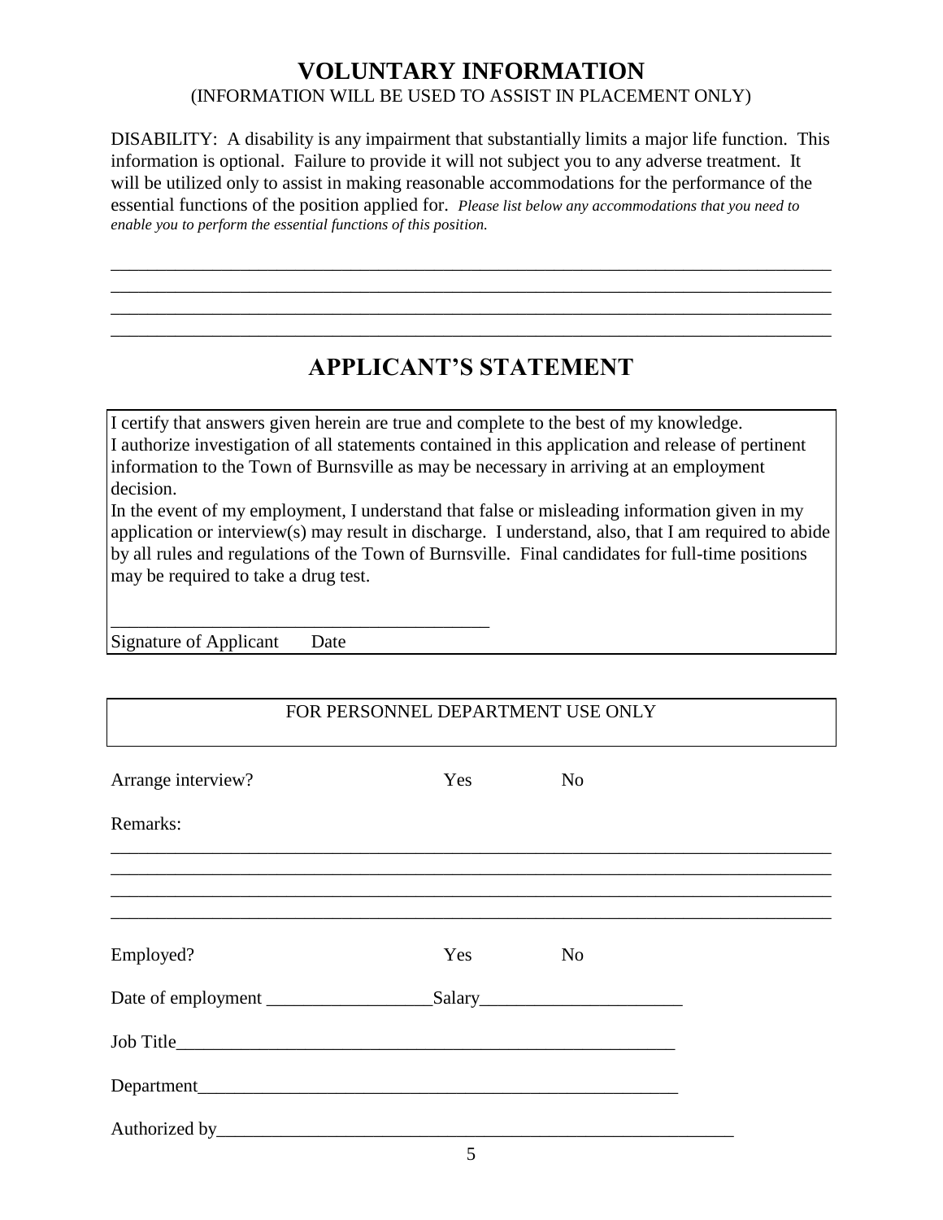# VOLUNTARY INFORMATION

(INFORMATION WILL BE USED TO ASSIST IN PLACEMENT ONLY)

DISABILITY: A disability is any impairment that substantially limits a major life function. This information is optional. Failure to provide it will not subject you to any adverse treatment. It will be utilized only to assist in making reasonable accommodations for the performance of the essential functions of the position applied for. *Please list below any accommodations that you need to enable you to perform the essential functions of this position.*

______________________________________________________________________________

______________________________________________________________________________

______________________________________________________________________________

______________________________________________________________________________

# APPLICANT'S STATEMENT

I certify that answers given herein are true and complete to the best of my knowledge.
I authorize investigation of all statements contained in this application and release of pertinent information to the Town of Burnsville as may be necessary in arriving at an employment decision.
In the event of my employment, I understand that false or misleading information given in my application or interview(s) may result in discharge. I understand, also, that I am required to abide by all rules and regulations of the Town of Burnsville. Final candidates for full-time positions may be required to take a drug test.

__________________________________________

Signature of Applicant Date

FOR PERSONNEL DEPARTMENT USE ONLY

Arrange interview? Yes No

Remarks:

______________________________________________________________________________

______________________________________________________________________________

______________________________________________________________________________

______________________________________________________________________________

Employed? Yes No

Date of employment __________________Salary______________________

Job Title________________________________________________________

Department______________________________________________________

Authorized by____________________________________________________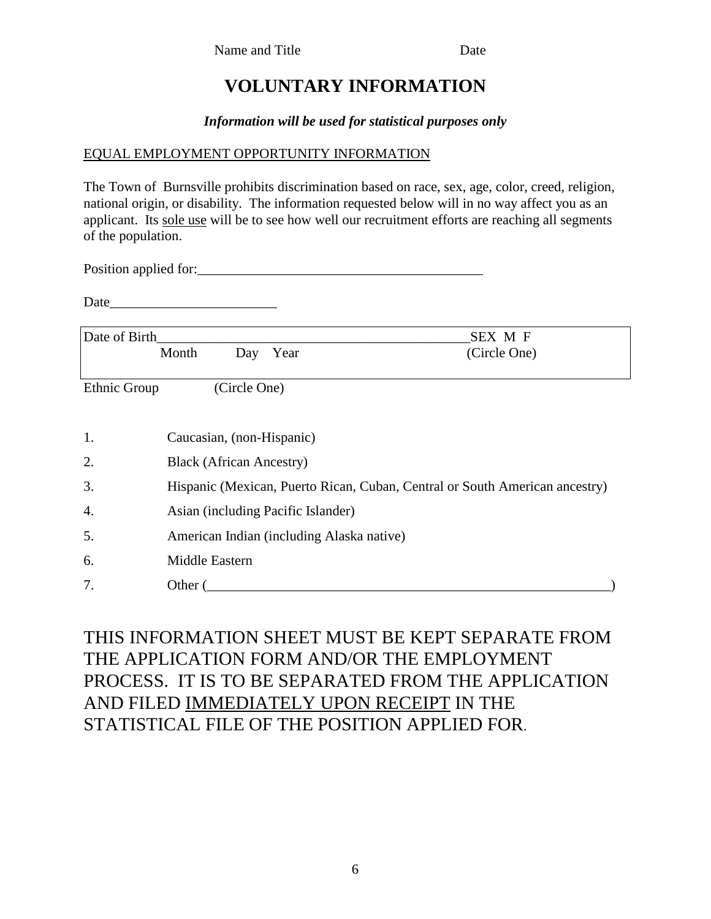Name and Title Date

# VOLUNTARY INFORMATION

***Information will be used for statistical purposes only***

EQUAL EMPLOYMENT OPPORTUNITY INFORMATION

The Town of Burnsville prohibits discrimination based on race, sex, age, color, creed, religion, national origin, or disability. The information requested below will in no way affect you as an applicant. Its sole use will be to see how well our recruitment efforts are reaching all segments of the population.

Position applied for:__________________________________________

Date________________________

Date of Birth_______________________________________________SEX M F
Month Day Year (Circle One)

Ethnic Group (Circle One)

1. Caucasian, (non-Hispanic)
2. Black (African Ancestry)
3. Hispanic (Mexican, Puerto Rican, Cuban, Central or South American ancestry)
4. Asian (including Pacific Islander)
5. American Indian (including Alaska native)
6. Middle Eastern
7. Other (____________________________________________________________)

THIS INFORMATION SHEET MUST BE KEPT SEPARATE FROM THE APPLICATION FORM AND/OR THE EMPLOYMENT PROCESS. IT IS TO BE SEPARATED FROM THE APPLICATION AND FILED IMMEDIATELY UPON RECEIPT IN THE STATISTICAL FILE OF THE POSITION APPLIED FOR.